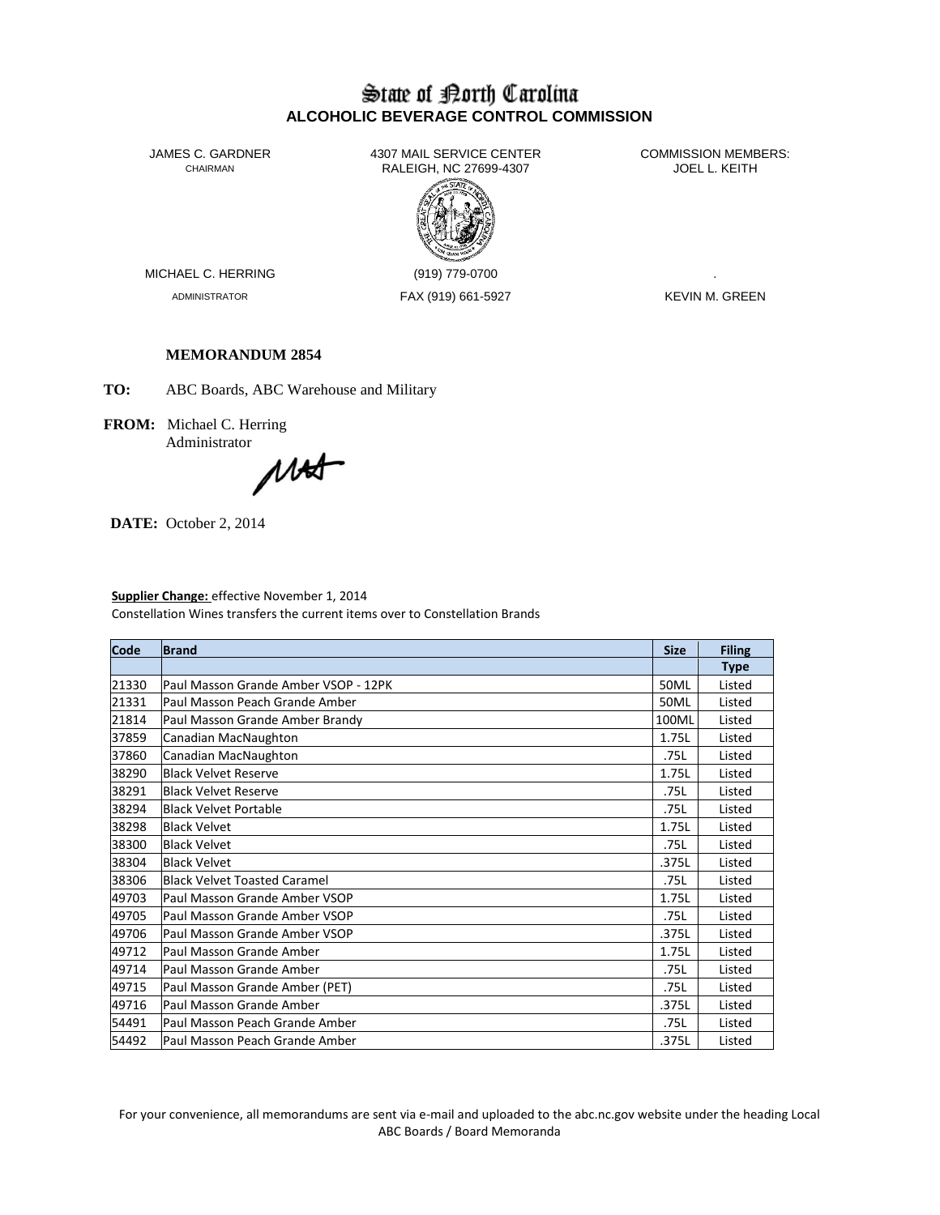# State of North Carolina
## ALCOHOLIC BEVERAGE CONTROL COMMISSION

JAMES C. GARDNER
CHAIRMAN

4307 MAIL SERVICE CENTER
RALEIGH, NC 27699-4307

COMMISSION MEMBERS:
JOEL L. KEITH

MICHAEL C. HERRING
ADMINISTRATOR

(919) 779-0700
FAX (919) 661-5927

.
KEVIN M. GREEN

**MEMORANDUM 2854**

**TO:** ABC Boards, ABC Warehouse and Military

**FROM:** Michael C. Herring
Administrator

**DATE:** October 2, 2014

**Supplier Change:** effective November 1, 2014
Constellation Wines transfers the current items over to Constellation Brands

| Code | Brand | Size | Filing Type |
|---|---|---|---|
| 21330 | Paul Masson Grande Amber VSOP - 12PK | 50ML | Listed |
| 21331 | Paul Masson Peach Grande Amber | 50ML | Listed |
| 21814 | Paul Masson Grande Amber Brandy | 100ML | Listed |
| 37859 | Canadian MacNaughton | 1.75L | Listed |
| 37860 | Canadian MacNaughton | .75L | Listed |
| 38290 | Black Velvet Reserve | 1.75L | Listed |
| 38291 | Black Velvet Reserve | .75L | Listed |
| 38294 | Black Velvet Portable | .75L | Listed |
| 38298 | Black Velvet | 1.75L | Listed |
| 38300 | Black Velvet | .75L | Listed |
| 38304 | Black Velvet | .375L | Listed |
| 38306 | Black Velvet Toasted Caramel | .75L | Listed |
| 49703 | Paul Masson Grande Amber VSOP | 1.75L | Listed |
| 49705 | Paul Masson Grande Amber VSOP | .75L | Listed |
| 49706 | Paul Masson Grande Amber VSOP | .375L | Listed |
| 49712 | Paul Masson Grande Amber | 1.75L | Listed |
| 49714 | Paul Masson Grande Amber | .75L | Listed |
| 49715 | Paul Masson Grande Amber (PET) | .75L | Listed |
| 49716 | Paul Masson Grande Amber | .375L | Listed |
| 54491 | Paul Masson Peach Grande Amber | .75L | Listed |
| 54492 | Paul Masson Peach Grande Amber | .375L | Listed |

For your convenience, all memorandums are sent via e-mail and uploaded to the abc.nc.gov website under the heading Local ABC Boards / Board Memoranda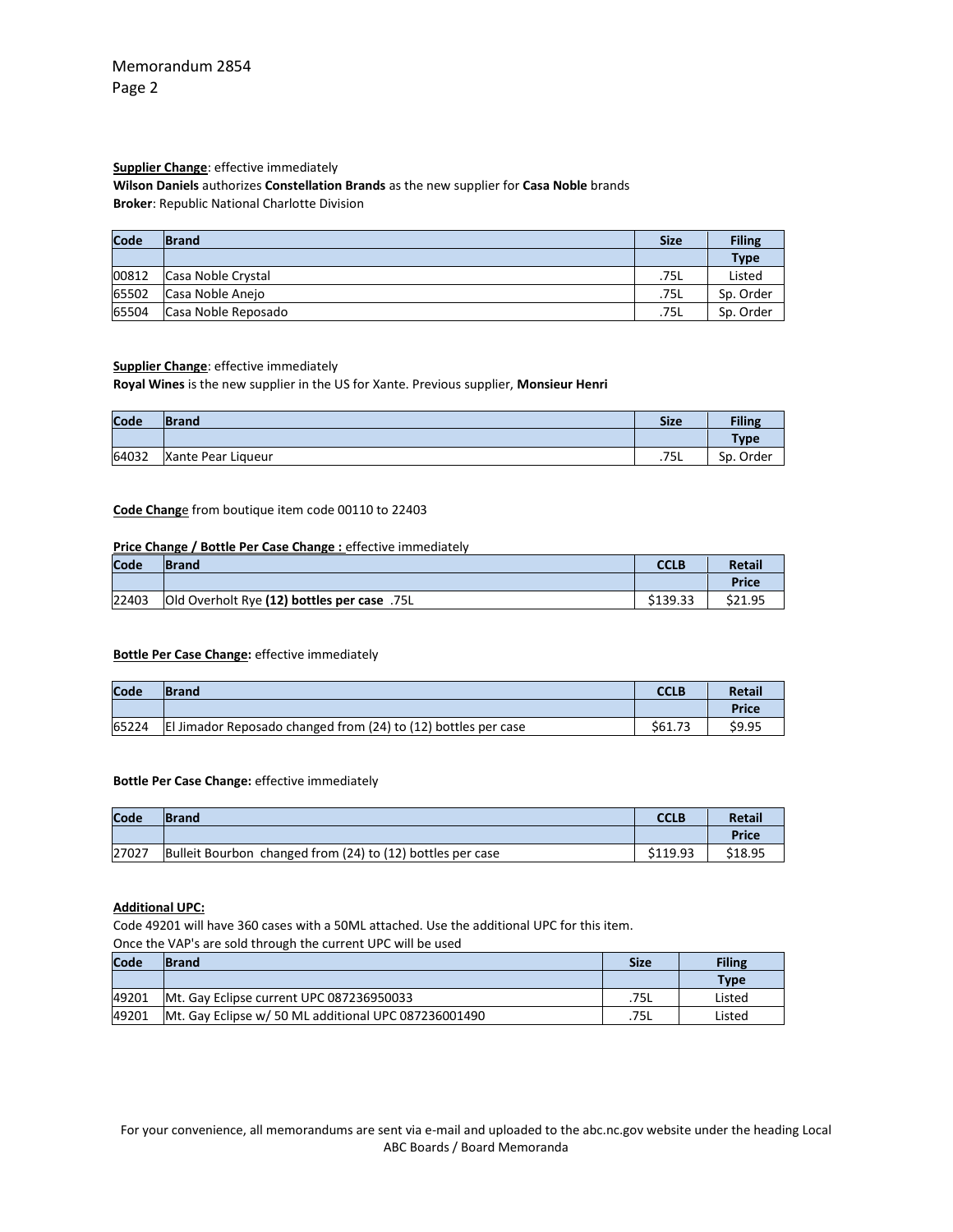**Supplier Change**: effective immediately

**Wilson Daniels** authorizes **Constellation Brands** as the new supplier for **Casa Noble** brands

**Broker**: Republic National Charlotte Division

| Code | Brand | Size | Filing Type |
|---|---|---|---|
| 00812 | Casa Noble Crystal | .75L | Listed |
| 65502 | Casa Noble Anejo | .75L | Sp. Order |
| 65504 | Casa Noble Reposado | .75L | Sp. Order |

**Supplier Change**: effective immediately

**Royal Wines** is the new supplier in the US for Xante. Previous supplier, **Monsieur Henri**

| Code | Brand | Size | Filing Type |
|---|---|---|---|
| 64032 | Xante Pear Liqueur | .75L | Sp. Order |

**Code Change** from boutique item code 00110 to 22403

**Price Change / Bottle Per Case Change :** effective immediately

| Code | Brand | CCLB | Retail Price |
|---|---|---|---|
| 22403 | Old Overholt Rye **(12) bottles per case** .75L | $139.33 | $21.95 |

**Bottle Per Case Change:** effective immediately

| Code | Brand | CCLB | Retail Price |
|---|---|---|---|
| 65224 | El Jimador Reposado changed from (24) to (12) bottles per case | $61.73 | $9.95 |

**Bottle Per Case Change:** effective immediately

| Code | Brand | CCLB | Retail Price |
|---|---|---|---|
| 27027 | Bulleit Bourbon changed from (24) to (12) bottles per case | $119.93 | $18.95 |

**Additional UPC:**

Code 49201 will have 360 cases with a 50ML attached. Use the additional UPC for this item.

Once the VAP's are sold through the current UPC will be used

| Code | Brand | Size | Filing Type |
|---|---|---|---|
| 49201 | Mt. Gay Eclipse current UPC 087236950033 | .75L | Listed |
| 49201 | Mt. Gay Eclipse w/ 50 ML additional UPC 087236001490 | .75L | Listed |

For your convenience, all memorandums are sent via e-mail and uploaded to the abc.nc.gov website under the heading Local ABC Boards / Board Memoranda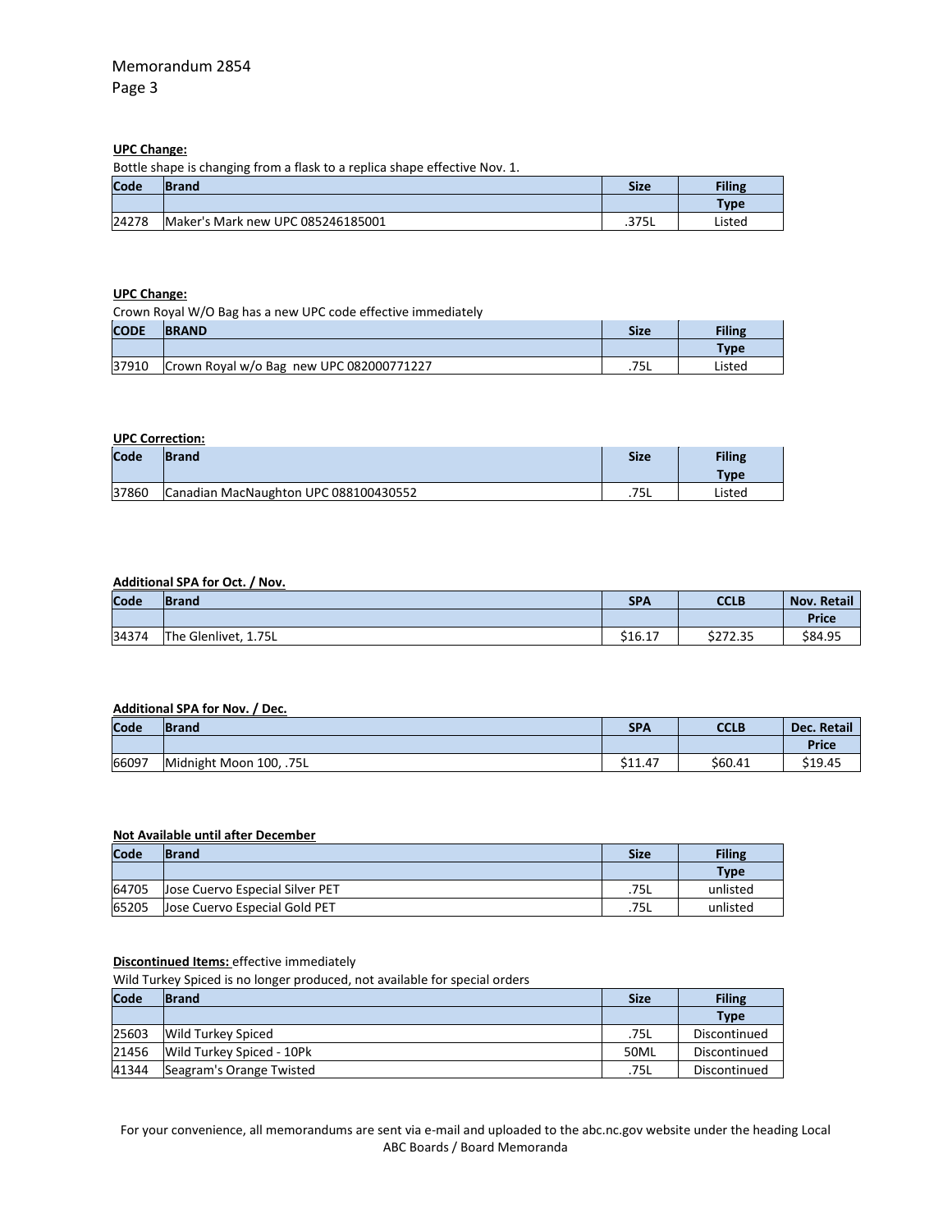Memorandum 2854

**UPC Change:**

Bottle shape is changing from a flask to a replica shape effective Nov. 1.

| Code | Brand | Size | Filing Type |
|---|---|---|---|
| 24278 | Maker's Mark new UPC 085246185001 | .375L | Listed |

**UPC Change:**

Crown Royal W/O Bag has a new UPC code effective immediately

| CODE | BRAND | Size | Filing Type |
|---|---|---|---|
| 37910 | Crown Royal w/o Bag new UPC 082000771227 | .75L | Listed |

**UPC Correction:**

| Code | Brand | Size | Filing Type |
|---|---|---|---|
| 37860 | Canadian MacNaughton UPC 088100430552 | .75L | Listed |

**Additional SPA for Oct. / Nov.**

| Code | Brand | SPA | CCLB | Nov. Retail Price |
|---|---|---|---|---|
| 34374 | The Glenlivet, 1.75L | $16.17 | $272.35 | $84.95 |

**Additional SPA for Nov. / Dec.**

| Code | Brand | SPA | CCLB | Dec. Retail Price |
|---|---|---|---|---|
| 66097 | Midnight Moon 100, .75L | $11.47 | $60.41 | $19.45 |

**Not Available until after December**

| Code | Brand | Size | Filing Type |
|---|---|---|---|
| 64705 | Jose Cuervo Especial Silver PET | .75L | unlisted |
| 65205 | Jose Cuervo Especial Gold PET | .75L | unlisted |

**Discontinued Items:** effective immediately

Wild Turkey Spiced is no longer produced, not available for special orders

| Code | Brand | Size | Filing Type |
|---|---|---|---|
| 25603 | Wild Turkey Spiced | .75L | Discontinued |
| 21456 | Wild Turkey Spiced - 10Pk | 50ML | Discontinued |
| 41344 | Seagram's Orange Twisted | .75L | Discontinued |

For your convenience, all memorandums are sent via e-mail and uploaded to the abc.nc.gov website under the heading Local ABC Boards / Board Memoranda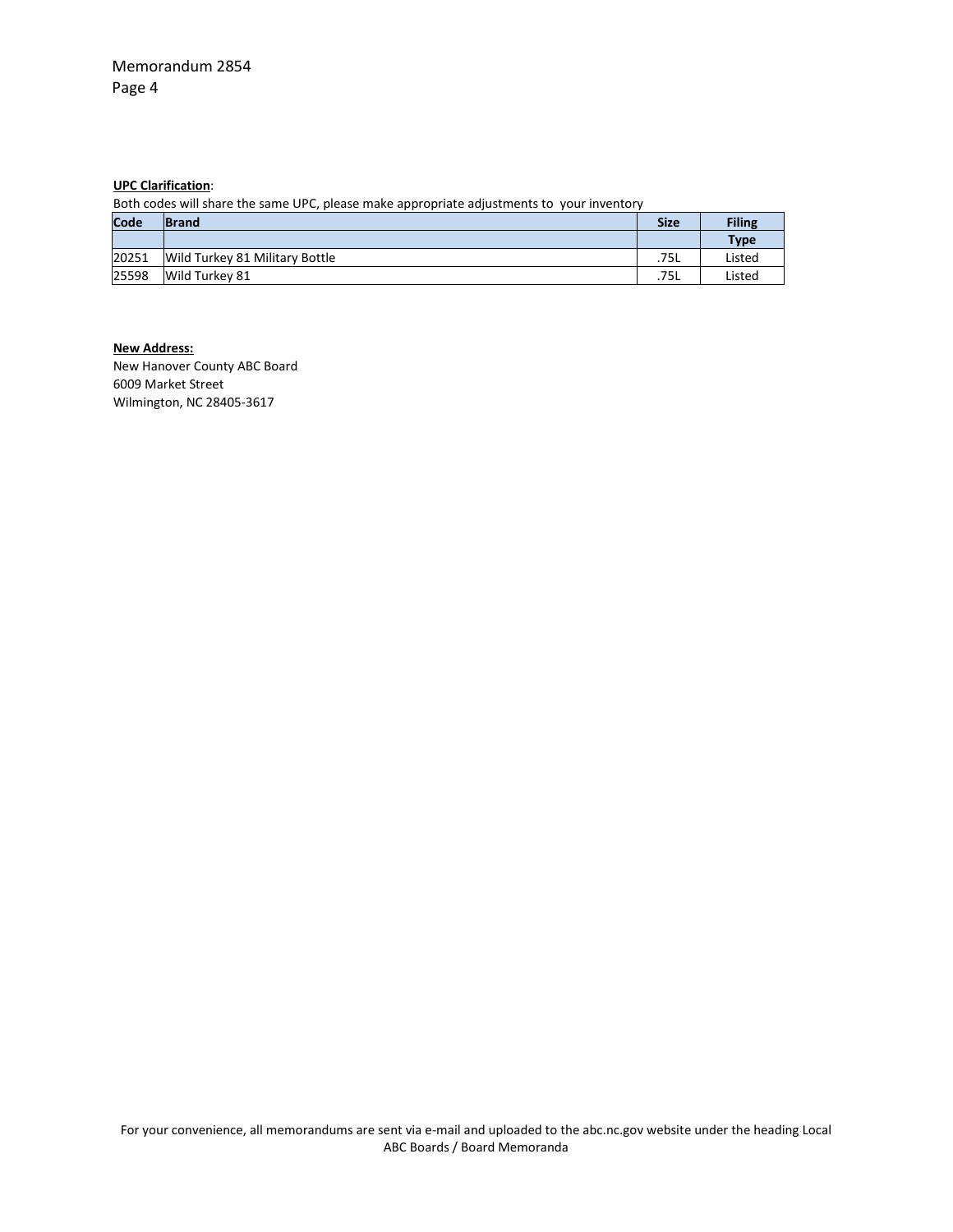**UPC Clarification**:

Both codes will share the same UPC, please make appropriate adjustments to your inventory

| Code | Brand | Size | Filing Type |
|---|---|---|---|
| 20251 | Wild Turkey 81 Military Bottle | .75L | Listed |
| 25598 | Wild Turkey 81 | .75L | Listed |

**New Address:**

New Hanover County ABC Board
6009 Market Street
Wilmington, NC 28405-3617

For your convenience, all memorandums are sent via e-mail and uploaded to the abc.nc.gov website under the heading Local ABC Boards / Board Memoranda